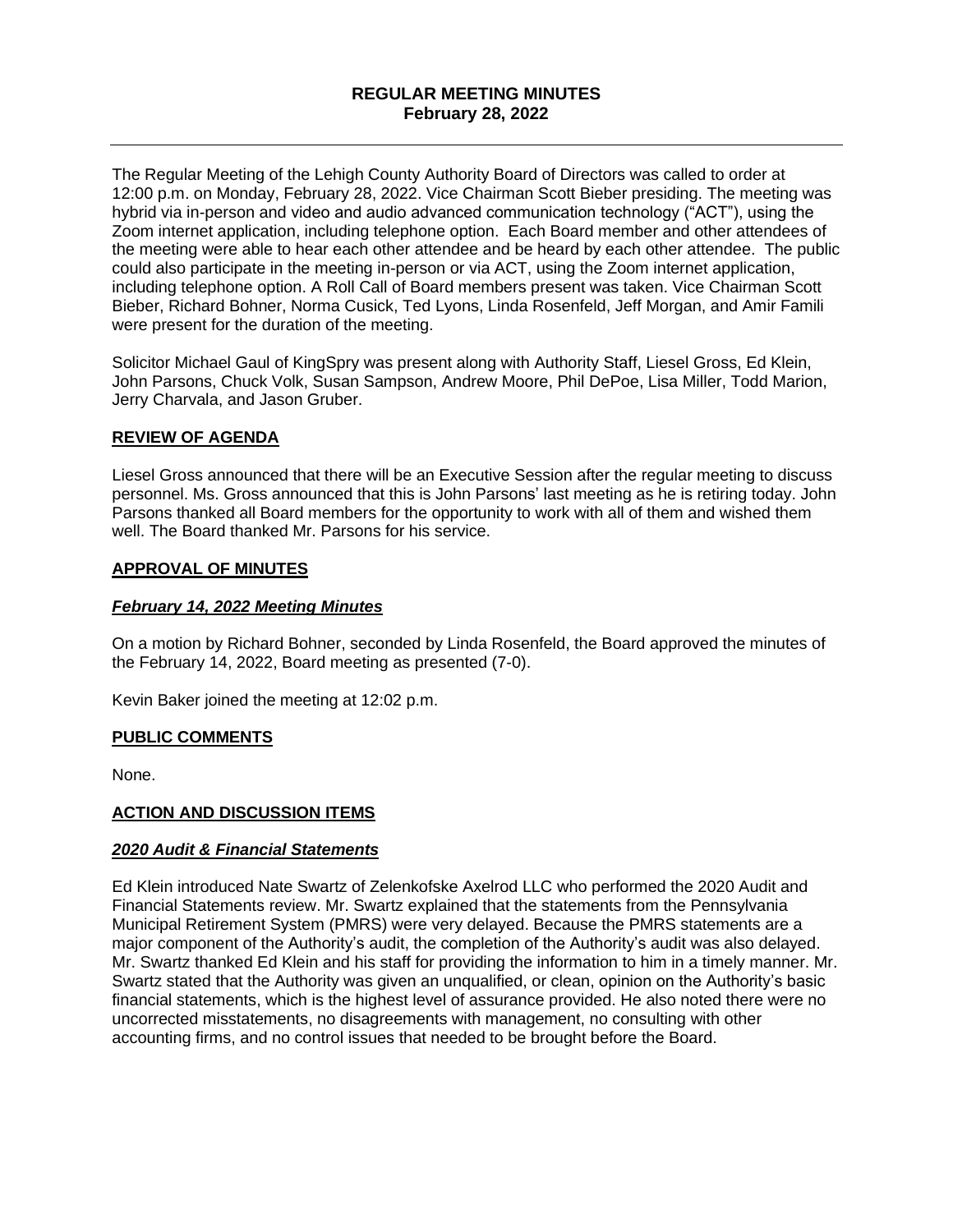# REGULAR MEETING MINUTES
## February 28, 2022

---

The Regular Meeting of the Lehigh County Authority Board of Directors was called to order at 12:00 p.m. on Monday, February 28, 2022. Vice Chairman Scott Bieber presiding. The meeting was hybrid via in-person and video and audio advanced communication technology ("ACT"), using the Zoom internet application, including telephone option. Each Board member and other attendees of the meeting were able to hear each other attendee and be heard by each other attendee. The public could also participate in the meeting in-person or via ACT, using the Zoom internet application, including telephone option. A Roll Call of Board members present was taken. Vice Chairman Scott Bieber, Richard Bohner, Norma Cusick, Ted Lyons, Linda Rosenfeld, Jeff Morgan, and Amir Famili were present for the duration of the meeting.

Solicitor Michael Gaul of KingSpry was present along with Authority Staff, Liesel Gross, Ed Klein, John Parsons, Chuck Volk, Susan Sampson, Andrew Moore, Phil DePoe, Lisa Miller, Todd Marion, Jerry Charvala, and Jason Gruber.

### REVIEW OF AGENDA

Liesel Gross announced that there will be an Executive Session after the regular meeting to discuss personnel. Ms. Gross announced that this is John Parsons' last meeting as he is retiring today. John Parsons thanked all Board members for the opportunity to work with all of them and wished them well. The Board thanked Mr. Parsons for his service.

### APPROVAL OF MINUTES

#### *February 14, 2022 Meeting Minutes*

On a motion by Richard Bohner, seconded by Linda Rosenfeld, the Board approved the minutes of the February 14, 2022, Board meeting as presented (7-0).

Kevin Baker joined the meeting at 12:02 p.m.

### PUBLIC COMMENTS

None.

### ACTION AND DISCUSSION ITEMS

#### *2020 Audit & Financial Statements*

Ed Klein introduced Nate Swartz of Zelenkofske Axelrod LLC who performed the 2020 Audit and Financial Statements review. Mr. Swartz explained that the statements from the Pennsylvania Municipal Retirement System (PMRS) were very delayed. Because the PMRS statements are a major component of the Authority's audit, the completion of the Authority's audit was also delayed. Mr. Swartz thanked Ed Klein and his staff for providing the information to him in a timely manner. Mr. Swartz stated that the Authority was given an unqualified, or clean, opinion on the Authority's basic financial statements, which is the highest level of assurance provided. He also noted there were no uncorrected misstatements, no disagreements with management, no consulting with other accounting firms, and no control issues that needed to be brought before the Board.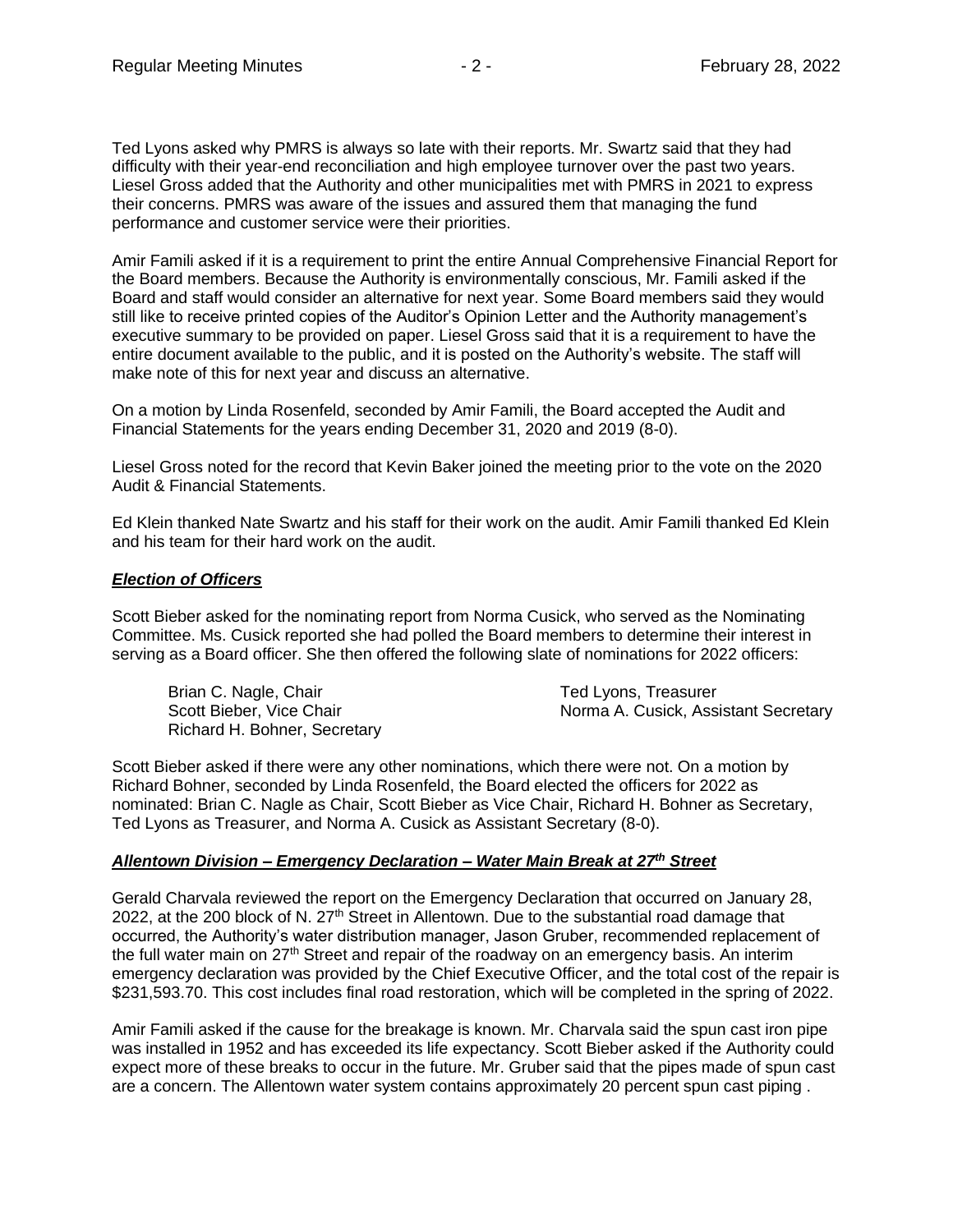Ted Lyons asked why PMRS is always so late with their reports. Mr. Swartz said that they had difficulty with their year-end reconciliation and high employee turnover over the past two years. Liesel Gross added that the Authority and other municipalities met with PMRS in 2021 to express their concerns. PMRS was aware of the issues and assured them that managing the fund performance and customer service were their priorities.

Amir Famili asked if it is a requirement to print the entire Annual Comprehensive Financial Report for the Board members. Because the Authority is environmentally conscious, Mr. Famili asked if the Board and staff would consider an alternative for next year. Some Board members said they would still like to receive printed copies of the Auditor's Opinion Letter and the Authority management's executive summary to be provided on paper. Liesel Gross said that it is a requirement to have the entire document available to the public, and it is posted on the Authority's website. The staff will make note of this for next year and discuss an alternative.

On a motion by Linda Rosenfeld, seconded by Amir Famili, the Board accepted the Audit and Financial Statements for the years ending December 31, 2020 and 2019 (8-0).

Liesel Gross noted for the record that Kevin Baker joined the meeting prior to the vote on the 2020 Audit & Financial Statements.

Ed Klein thanked Nate Swartz and his staff for their work on the audit. Amir Famili thanked Ed Klein and his team for their hard work on the audit.

***Election of Officers***

Scott Bieber asked for the nominating report from Norma Cusick, who served as the Nominating Committee. Ms. Cusick reported she had polled the Board members to determine their interest in serving as a Board officer. She then offered the following slate of nominations for 2022 officers:

Brian C. Nagle, Chair
Scott Bieber, Vice Chair
Richard H. Bohner, Secretary
Ted Lyons, Treasurer
Norma A. Cusick, Assistant Secretary

Scott Bieber asked if there were any other nominations, which there were not. On a motion by Richard Bohner, seconded by Linda Rosenfeld, the Board elected the officers for 2022 as nominated: Brian C. Nagle as Chair, Scott Bieber as Vice Chair, Richard H. Bohner as Secretary, Ted Lyons as Treasurer, and Norma A. Cusick as Assistant Secretary (8-0).

***Allentown Division – Emergency Declaration – Water Main Break at 27th Street***

Gerald Charvala reviewed the report on the Emergency Declaration that occurred on January 28, 2022, at the 200 block of N. 27th Street in Allentown. Due to the substantial road damage that occurred, the Authority's water distribution manager, Jason Gruber, recommended replacement of the full water main on 27th Street and repair of the roadway on an emergency basis. An interim emergency declaration was provided by the Chief Executive Officer, and the total cost of the repair is \$231,593.70. This cost includes final road restoration, which will be completed in the spring of 2022.

Amir Famili asked if the cause for the breakage is known. Mr. Charvala said the spun cast iron pipe was installed in 1952 and has exceeded its life expectancy. Scott Bieber asked if the Authority could expect more of these breaks to occur in the future. Mr. Gruber said that the pipes made of spun cast are a concern. The Allentown water system contains approximately 20 percent spun cast piping .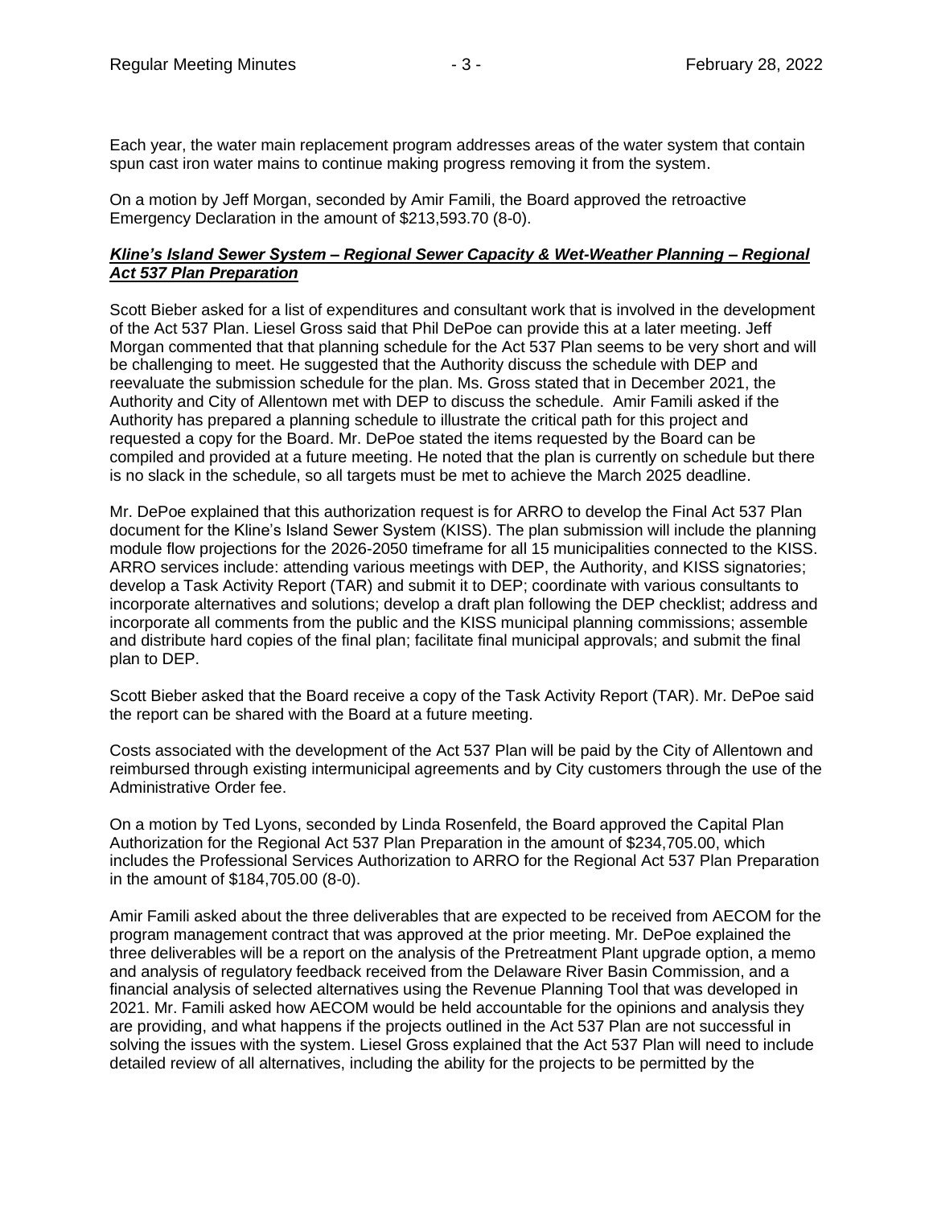Each year, the water main replacement program addresses areas of the water system that contain spun cast iron water mains to continue making progress removing it from the system.

On a motion by Jeff Morgan, seconded by Amir Famili, the Board approved the retroactive Emergency Declaration in the amount of $213,593.70 (8-0).

***<u>Kline's Island Sewer System – Regional Sewer Capacity & Wet-Weather Planning – Regional Act 537 Plan Preparation</u>***

Scott Bieber asked for a list of expenditures and consultant work that is involved in the development of the Act 537 Plan. Liesel Gross said that Phil DePoe can provide this at a later meeting. Jeff Morgan commented that that planning schedule for the Act 537 Plan seems to be very short and will be challenging to meet. He suggested that the Authority discuss the schedule with DEP and reevaluate the submission schedule for the plan. Ms. Gross stated that in December 2021, the Authority and City of Allentown met with DEP to discuss the schedule. Amir Famili asked if the Authority has prepared a planning schedule to illustrate the critical path for this project and requested a copy for the Board. Mr. DePoe stated the items requested by the Board can be compiled and provided at a future meeting. He noted that the plan is currently on schedule but there is no slack in the schedule, so all targets must be met to achieve the March 2025 deadline.

Mr. DePoe explained that this authorization request is for ARRO to develop the Final Act 537 Plan document for the Kline's Island Sewer System (KISS). The plan submission will include the planning module flow projections for the 2026-2050 timeframe for all 15 municipalities connected to the KISS. ARRO services include: attending various meetings with DEP, the Authority, and KISS signatories; develop a Task Activity Report (TAR) and submit it to DEP; coordinate with various consultants to incorporate alternatives and solutions; develop a draft plan following the DEP checklist; address and incorporate all comments from the public and the KISS municipal planning commissions; assemble and distribute hard copies of the final plan; facilitate final municipal approvals; and submit the final plan to DEP.

Scott Bieber asked that the Board receive a copy of the Task Activity Report (TAR). Mr. DePoe said the report can be shared with the Board at a future meeting.

Costs associated with the development of the Act 537 Plan will be paid by the City of Allentown and reimbursed through existing intermunicipal agreements and by City customers through the use of the Administrative Order fee.

On a motion by Ted Lyons, seconded by Linda Rosenfeld, the Board approved the Capital Plan Authorization for the Regional Act 537 Plan Preparation in the amount of $234,705.00, which includes the Professional Services Authorization to ARRO for the Regional Act 537 Plan Preparation in the amount of $184,705.00 (8-0).

Amir Famili asked about the three deliverables that are expected to be received from AECOM for the program management contract that was approved at the prior meeting. Mr. DePoe explained the three deliverables will be a report on the analysis of the Pretreatment Plant upgrade option, a memo and analysis of regulatory feedback received from the Delaware River Basin Commission, and a financial analysis of selected alternatives using the Revenue Planning Tool that was developed in 2021. Mr. Famili asked how AECOM would be held accountable for the opinions and analysis they are providing, and what happens if the projects outlined in the Act 537 Plan are not successful in solving the issues with the system. Liesel Gross explained that the Act 537 Plan will need to include detailed review of all alternatives, including the ability for the projects to be permitted by the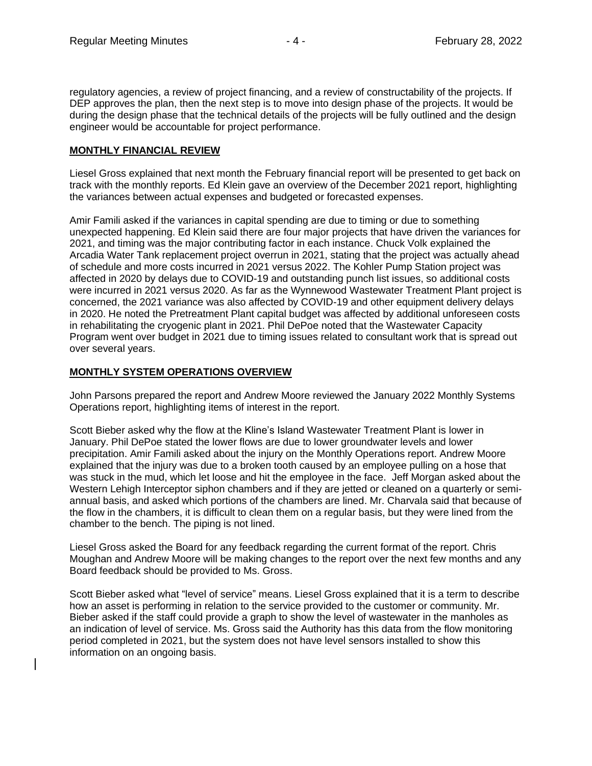regulatory agencies, a review of project financing, and a review of constructability of the projects. If DEP approves the plan, then the next step is to move into design phase of the projects. It would be during the design phase that the technical details of the projects will be fully outlined and the design engineer would be accountable for project performance.

## MONTHLY FINANCIAL REVIEW

Liesel Gross explained that next month the February financial report will be presented to get back on track with the monthly reports. Ed Klein gave an overview of the December 2021 report, highlighting the variances between actual expenses and budgeted or forecasted expenses.

Amir Famili asked if the variances in capital spending are due to timing or due to something unexpected happening. Ed Klein said there are four major projects that have driven the variances for 2021, and timing was the major contributing factor in each instance. Chuck Volk explained the Arcadia Water Tank replacement project overrun in 2021, stating that the project was actually ahead of schedule and more costs incurred in 2021 versus 2022. The Kohler Pump Station project was affected in 2020 by delays due to COVID-19 and outstanding punch list issues, so additional costs were incurred in 2021 versus 2020. As far as the Wynnewood Wastewater Treatment Plant project is concerned, the 2021 variance was also affected by COVID-19 and other equipment delivery delays in 2020. He noted the Pretreatment Plant capital budget was affected by additional unforeseen costs in rehabilitating the cryogenic plant in 2021. Phil DePoe noted that the Wastewater Capacity Program went over budget in 2021 due to timing issues related to consultant work that is spread out over several years.

## MONTHLY SYSTEM OPERATIONS OVERVIEW

John Parsons prepared the report and Andrew Moore reviewed the January 2022 Monthly Systems Operations report, highlighting items of interest in the report.

Scott Bieber asked why the flow at the Kline's Island Wastewater Treatment Plant is lower in January. Phil DePoe stated the lower flows are due to lower groundwater levels and lower precipitation. Amir Famili asked about the injury on the Monthly Operations report. Andrew Moore explained that the injury was due to a broken tooth caused by an employee pulling on a hose that was stuck in the mud, which let loose and hit the employee in the face. Jeff Morgan asked about the Western Lehigh Interceptor siphon chambers and if they are jetted or cleaned on a quarterly or semi-annual basis, and asked which portions of the chambers are lined. Mr. Charvala said that because of the flow in the chambers, it is difficult to clean them on a regular basis, but they were lined from the chamber to the bench. The piping is not lined.

Liesel Gross asked the Board for any feedback regarding the current format of the report. Chris Moughan and Andrew Moore will be making changes to the report over the next few months and any Board feedback should be provided to Ms. Gross.

Scott Bieber asked what "level of service" means. Liesel Gross explained that it is a term to describe how an asset is performing in relation to the service provided to the customer or community. Mr. Bieber asked if the staff could provide a graph to show the level of wastewater in the manholes as an indication of level of service. Ms. Gross said the Authority has this data from the flow monitoring period completed in 2021, but the system does not have level sensors installed to show this information on an ongoing basis.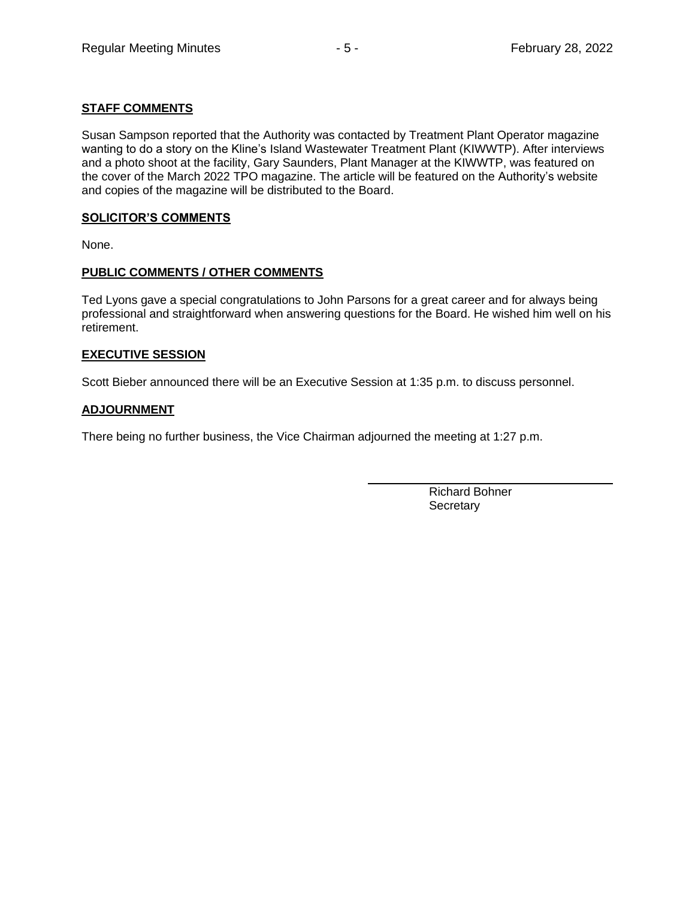**STAFF COMMENTS**

Susan Sampson reported that the Authority was contacted by Treatment Plant Operator magazine wanting to do a story on the Kline's Island Wastewater Treatment Plant (KIWWTP). After interviews and a photo shoot at the facility, Gary Saunders, Plant Manager at the KIWWTP, was featured on the cover of the March 2022 TPO magazine. The article will be featured on the Authority's website and copies of the magazine will be distributed to the Board.

**SOLICITOR'S COMMENTS**

None.

**PUBLIC COMMENTS / OTHER COMMENTS**

Ted Lyons gave a special congratulations to John Parsons for a great career and for always being professional and straightforward when answering questions for the Board. He wished him well on his retirement.

**EXECUTIVE SESSION**

Scott Bieber announced there will be an Executive Session at 1:35 p.m. to discuss personnel.

**ADJOURNMENT**

There being no further business, the Vice Chairman adjourned the meeting at 1:27 p.m.

Richard Bohner
Secretary